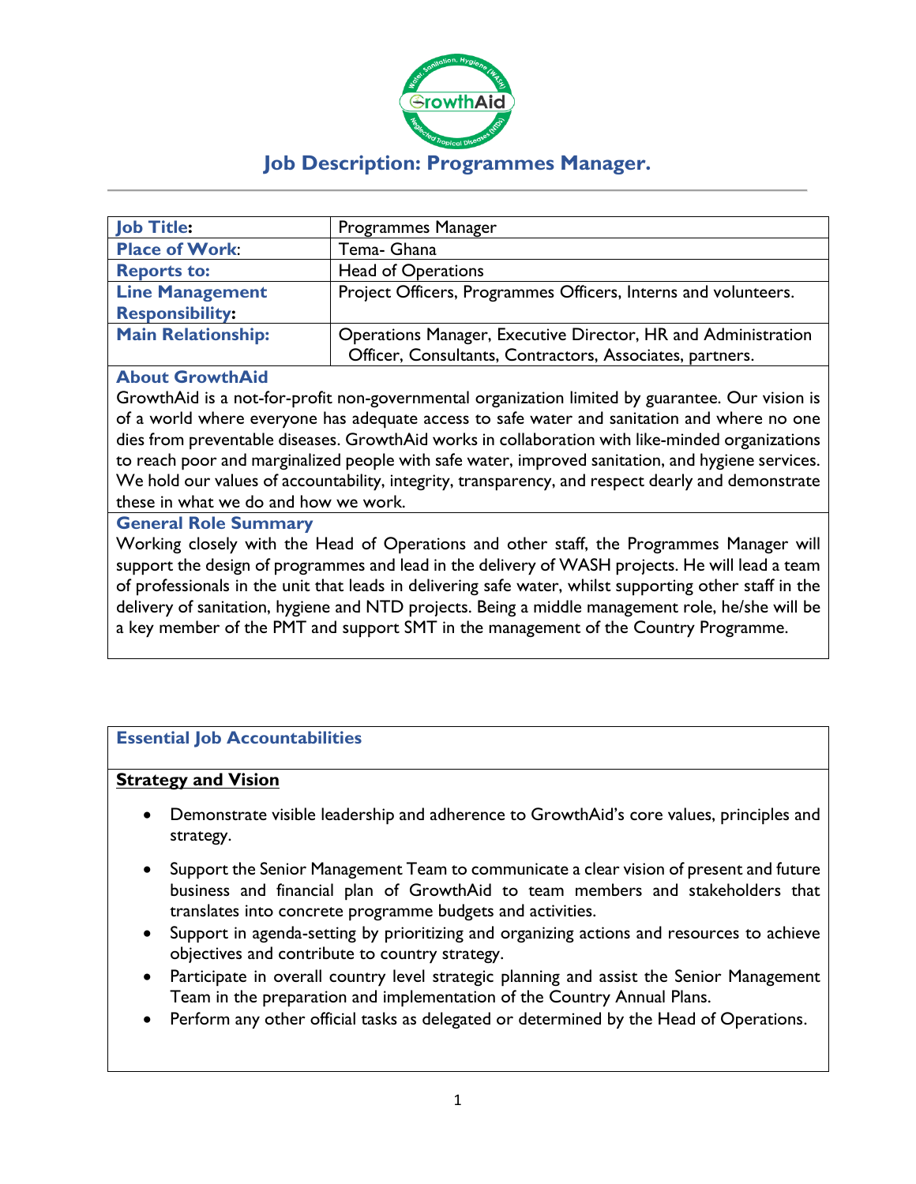# Job Description: Programmes Manager.

| | |
|---|---|
| **Job Title:** | Programmes Manager |
| **Place of Work:** | Tema- Ghana |
| **Reports to:** | Head of Operations |
| **Line Management Responsibility:** | Project Officers, Programmes Officers, Interns and volunteers. |
| **Main Relationship:** | Operations Manager, Executive Director, HR and Administration Officer, Consultants, Contractors, Associates, partners. |

## About GrowthAid

GrowthAid is a not-for-profit non-governmental organization limited by guarantee. Our vision is of a world where everyone has adequate access to safe water and sanitation and where no one dies from preventable diseases. GrowthAid works in collaboration with like-minded organizations to reach poor and marginalized people with safe water, improved sanitation, and hygiene services. We hold our values of accountability, integrity, transparency, and respect dearly and demonstrate these in what we do and how we work.

## General Role Summary

Working closely with the Head of Operations and other staff, the Programmes Manager will support the design of programmes and lead in the delivery of WASH projects. He will lead a team of professionals in the unit that leads in delivering safe water, whilst supporting other staff in the delivery of sanitation, hygiene and NTD projects. Being a middle management role, he/she will be a key member of the PMT and support SMT in the management of the Country Programme.

## Essential Job Accountabilities

**Strategy and Vision**

- Demonstrate visible leadership and adherence to GrowthAid's core values, principles and strategy.
- Support the Senior Management Team to communicate a clear vision of present and future business and financial plan of GrowthAid to team members and stakeholders that translates into concrete programme budgets and activities.
- Support in agenda-setting by prioritizing and organizing actions and resources to achieve objectives and contribute to country strategy.
- Participate in overall country level strategic planning and assist the Senior Management Team in the preparation and implementation of the Country Annual Plans.
- Perform any other official tasks as delegated or determined by the Head of Operations.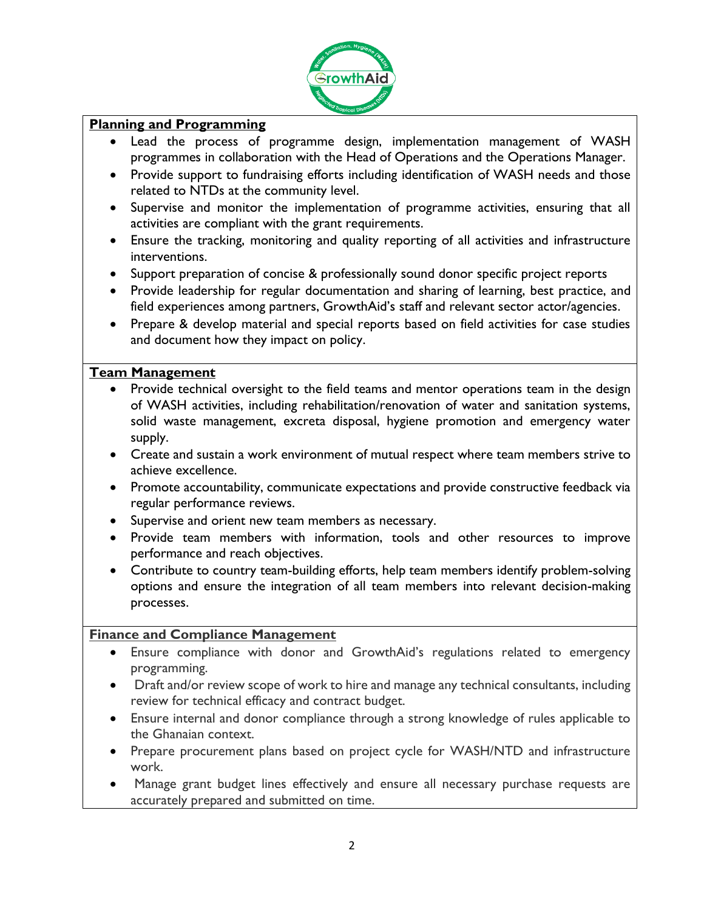**Planning and Programming**

- Lead the process of programme design, implementation management of WASH programmes in collaboration with the Head of Operations and the Operations Manager.
- Provide support to fundraising efforts including identification of WASH needs and those related to NTDs at the community level.
- Supervise and monitor the implementation of programme activities, ensuring that all activities are compliant with the grant requirements.
- Ensure the tracking, monitoring and quality reporting of all activities and infrastructure interventions.
- Support preparation of concise & professionally sound donor specific project reports
- Provide leadership for regular documentation and sharing of learning, best practice, and field experiences among partners, GrowthAid's staff and relevant sector actor/agencies.
- Prepare & develop material and special reports based on field activities for case studies and document how they impact on policy.

**Team Management**

- Provide technical oversight to the field teams and mentor operations team in the design of WASH activities, including rehabilitation/renovation of water and sanitation systems, solid waste management, excreta disposal, hygiene promotion and emergency water supply.
- Create and sustain a work environment of mutual respect where team members strive to achieve excellence.
- Promote accountability, communicate expectations and provide constructive feedback via regular performance reviews.
- Supervise and orient new team members as necessary.
- Provide team members with information, tools and other resources to improve performance and reach objectives.
- Contribute to country team-building efforts, help team members identify problem-solving options and ensure the integration of all team members into relevant decision-making processes.

**Finance and Compliance Management**

- Ensure compliance with donor and GrowthAid's regulations related to emergency programming.
- Draft and/or review scope of work to hire and manage any technical consultants, including review for technical efficacy and contract budget.
- Ensure internal and donor compliance through a strong knowledge of rules applicable to the Ghanaian context.
- Prepare procurement plans based on project cycle for WASH/NTD and infrastructure work.
- Manage grant budget lines effectively and ensure all necessary purchase requests are accurately prepared and submitted on time.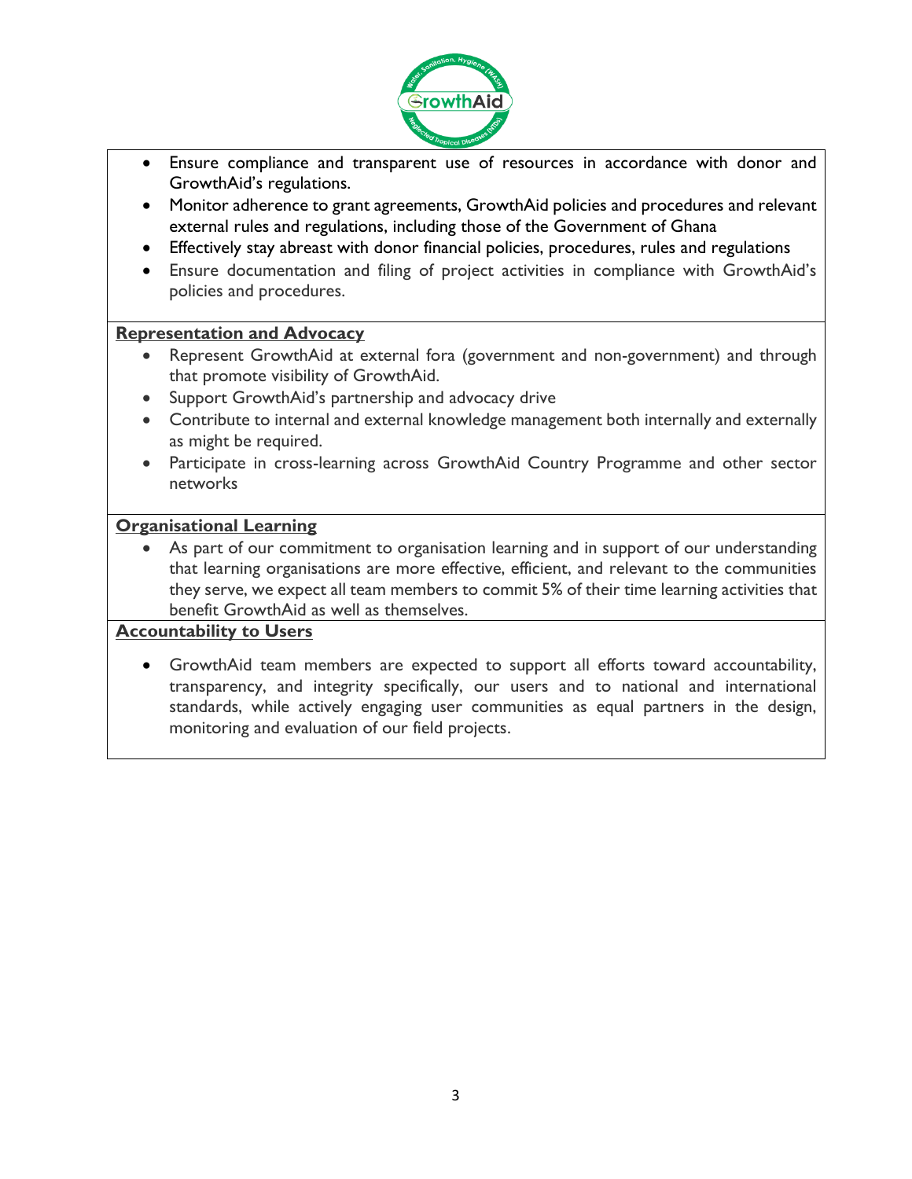- Ensure compliance and transparent use of resources in accordance with donor and GrowthAid's regulations.
- Monitor adherence to grant agreements, GrowthAid policies and procedures and relevant external rules and regulations, including those of the Government of Ghana
- Effectively stay abreast with donor financial policies, procedures, rules and regulations
- Ensure documentation and filing of project activities in compliance with GrowthAid's policies and procedures.

**Representation and Advocacy**

- Represent GrowthAid at external fora (government and non-government) and through that promote visibility of GrowthAid.
- Support GrowthAid's partnership and advocacy drive
- Contribute to internal and external knowledge management both internally and externally as might be required.
- Participate in cross-learning across GrowthAid Country Programme and other sector networks

**Organisational Learning**

- As part of our commitment to organisation learning and in support of our understanding that learning organisations are more effective, efficient, and relevant to the communities they serve, we expect all team members to commit 5% of their time learning activities that benefit GrowthAid as well as themselves.

**Accountability to Users**

- GrowthAid team members are expected to support all efforts toward accountability, transparency, and integrity specifically, our users and to national and international standards, while actively engaging user communities as equal partners in the design, monitoring and evaluation of our field projects.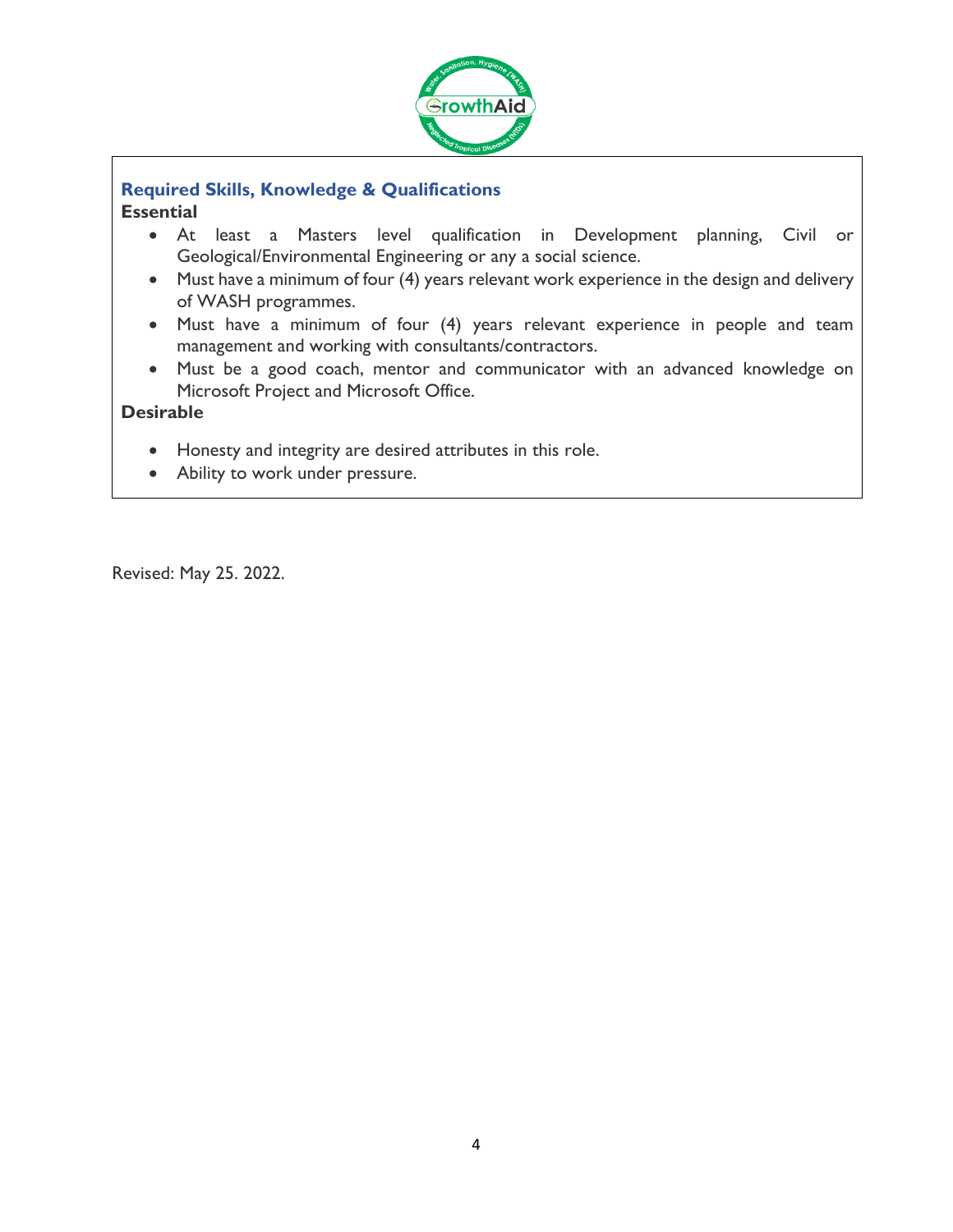## Required Skills, Knowledge & Qualifications

**Essential**

- At least a Masters level qualification in Development planning, Civil or Geological/Environmental Engineering or any a social science.
- Must have a minimum of four (4) years relevant work experience in the design and delivery of WASH programmes.
- Must have a minimum of four (4) years relevant experience in people and team management and working with consultants/contractors.
- Must be a good coach, mentor and communicator with an advanced knowledge on Microsoft Project and Microsoft Office.

**Desirable**

- Honesty and integrity are desired attributes in this role.
- Ability to work under pressure.

Revised: May 25. 2022.